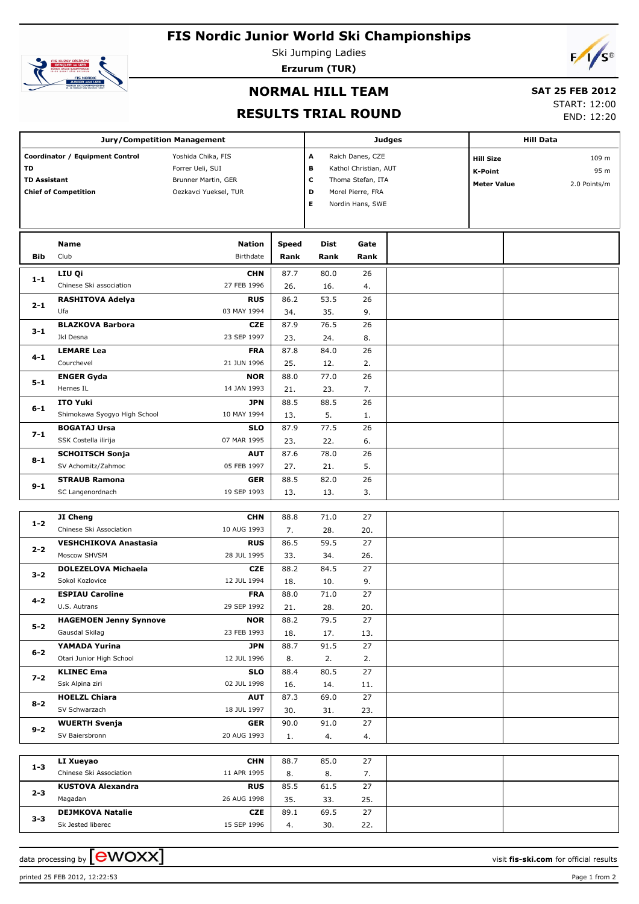# FIS Nordic Junior World Ski Championships

Ski Jumping Ladies

**Erzurum (TUR)**

## NORMAL HILL TEAM

## RESULTS TRIAL ROUND

**SAT 25 FEB 2012**

START: 12:00

END: 12:20

| Jury/Competition Management | | Judges | | Hill Data | |
|---|---|---|---|---|---|
| **Coordinator / Equipment Control** | Yoshida Chika, FIS | A | Raich Danes, CZE | **Hill Size** | 109 m |
| **TD** | Forrer Ueli, SUI | B | Kathol Christian, AUT | **K-Point** | 95 m |
| **TD Assistant** | Brunner Martin, GER | C | Thoma Stefan, ITA | **Meter Value** | 2.0 Points/m |
| **Chief of Competition** | Oezkavci Yueksel, TUR | D | Morel Pierre, FRA | | |
| | | E | Nordin Hans, SWE | | |

| Bib | Name / Club | Nation / Birthdate | Speed / Rank | Dist / Rank | Gate / Rank |
|---|---|---|---|---|---|
| 1-1 | **LIU Qi** / Chinese Ski association | **CHN** / 27 FEB 1996 | 87.7 / 26. | 80.0 / 16. | 26 / 4. |
| 2-1 | **RASHITOVA Adelya** / Ufa | **RUS** / 03 MAY 1994 | 86.2 / 34. | 53.5 / 35. | 26 / 9. |
| 3-1 | **BLAZKOVA Barbora** / Jkl Desna | **CZE** / 23 SEP 1997 | 87.9 / 23. | 76.5 / 24. | 26 / 8. |
| 4-1 | **LEMARE Lea** / Courchevel | **FRA** / 21 JUN 1996 | 87.8 / 25. | 84.0 / 12. | 26 / 2. |
| 5-1 | **ENGER Gyda** / Hernes IL | **NOR** / 14 JAN 1993 | 88.0 / 21. | 77.0 / 23. | 26 / 7. |
| 6-1 | **ITO Yuki** / Shimokawa Syogyo High School | **JPN** / 10 MAY 1994 | 88.5 / 13. | 88.5 / 5. | 26 / 1. |
| 7-1 | **BOGATAJ Ursa** / SSK Costella ilirija | **SLO** / 07 MAR 1995 | 87.9 / 23. | 77.5 / 22. | 26 / 6. |
| 8-1 | **SCHOITSCH Sonja** / SV Achomitz/Zahmoc | **AUT** / 05 FEB 1997 | 87.6 / 27. | 78.0 / 21. | 26 / 5. |
| 9-1 | **STRAUB Ramona** / SC Langenordnach | **GER** / 19 SEP 1993 | 88.5 / 13. | 82.0 / 13. | 26 / 3. |
| 1-2 | **JI Cheng** / Chinese Ski Association | **CHN** / 10 AUG 1993 | 88.8 / 7. | 71.0 / 28. | 27 / 20. |
| 2-2 | **VESHCHIKOVA Anastasia** / Moscow SHVSM | **RUS** / 28 JUL 1995 | 86.5 / 33. | 59.5 / 34. | 27 / 26. |
| 3-2 | **DOLEZELOVA Michaela** / Sokol Kozlovice | **CZE** / 12 JUL 1994 | 88.2 / 18. | 84.5 / 10. | 27 / 9. |
| 4-2 | **ESPIAU Caroline** / U.S. Autrans | **FRA** / 29 SEP 1992 | 88.0 / 21. | 71.0 / 28. | 27 / 20. |
| 5-2 | **HAGEMOEN Jenny Synnove** / Gausdal Skilag | **NOR** / 23 FEB 1993 | 88.2 / 18. | 79.5 / 17. | 27 / 13. |
| 6-2 | **YAMADA Yurina** / Otari Junior High School | **JPN** / 12 JUL 1996 | 88.7 / 8. | 91.5 / 2. | 27 / 2. |
| 7-2 | **KLINEC Ema** / Ssk Alpina ziri | **SLO** / 02 JUL 1998 | 88.4 / 16. | 80.5 / 14. | 27 / 11. |
| 8-2 | **HOELZL Chiara** / SV Schwarzach | **AUT** / 18 JUL 1997 | 87.3 / 30. | 69.0 / 31. | 27 / 23. |
| 9-2 | **WUERTH Svenja** / SV Baiersbronn | **GER** / 20 AUG 1993 | 90.0 / 1. | 91.0 / 4. | 27 / 4. |
| 1-3 | **LI Xueyao** / Chinese Ski Association | **CHN** / 11 APR 1995 | 88.7 / 8. | 85.0 / 8. | 27 / 7. |
| 2-3 | **KUSTOVA Alexandra** / Magadan | **RUS** / 26 AUG 1998 | 85.5 / 35. | 61.5 / 33. | 27 / 25. |
| 3-3 | **DEJMKOVA Natalie** / Sk Jested liberec | **CZE** / 15 SEP 1996 | 89.1 / 4. | 69.5 / 30. | 27 / 22. |

data processing by [ewoxx] — visit **fis-ski.com** for official results

printed 25 FEB 2012, 12:22:53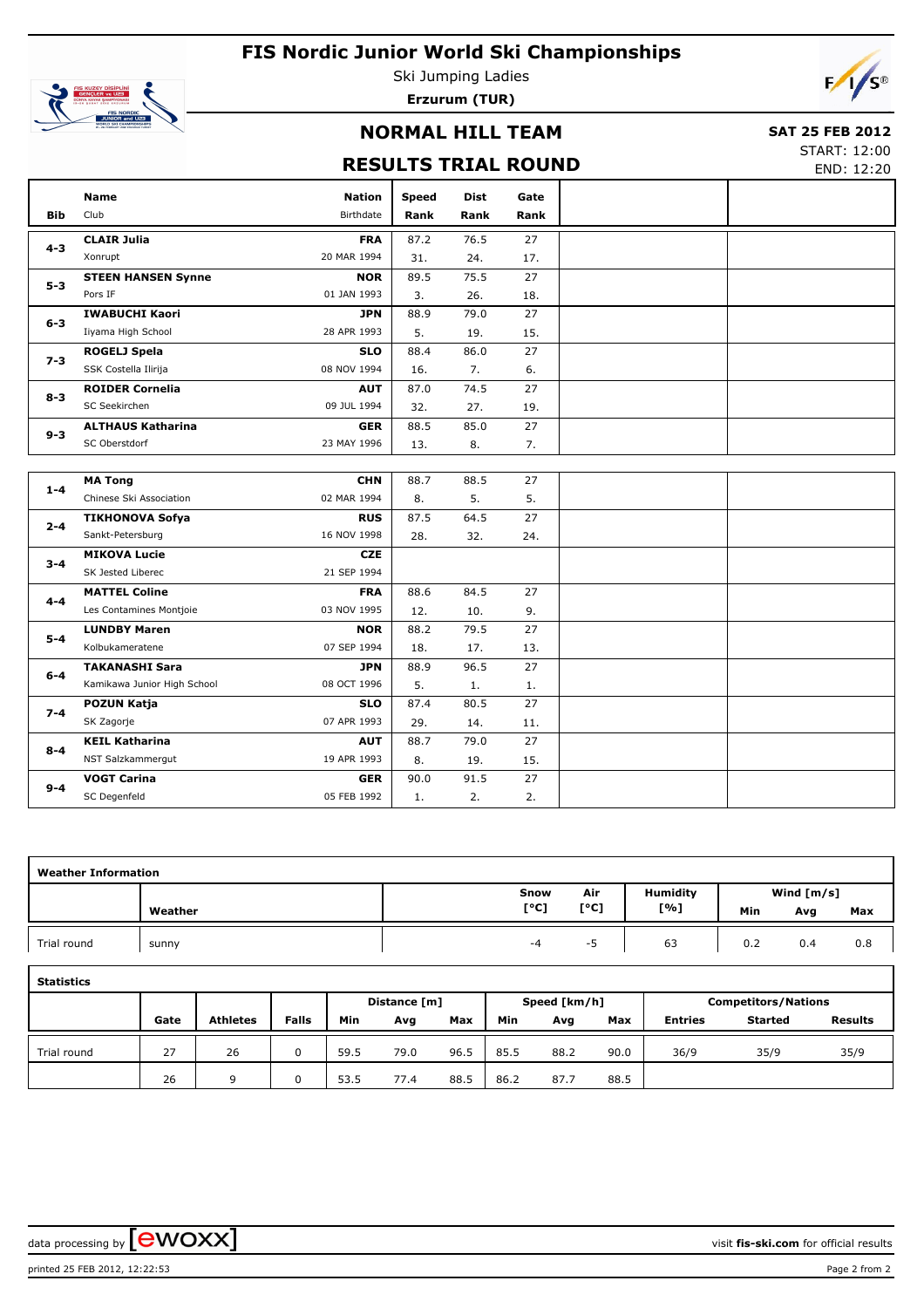# FIS Nordic Junior World Ski Championships

Ski Jumping Ladies

**Erzurum (TUR)**

## NORMAL HILL TEAM

## RESULTS TRIAL ROUND

**SAT 25 FEB 2012**

START: 12:00

END: 12:20

| Bib | Name / Club | Nation / Birthdate | Speed / Rank | Dist / Rank | Gate / Rank |
|---|---|---|---|---|---|
| 4-3 | **CLAIR Julia** / Xonrupt | **FRA** / 20 MAR 1994 | 87.2 / 31. | 76.5 / 24. | 27 / 17. |
| 5-3 | **STEEN HANSEN Synne** / Pors IF | **NOR** / 01 JAN 1993 | 89.5 / 3. | 75.5 / 26. | 27 / 18. |
| 6-3 | **IWABUCHI Kaori** / Iiyama High School | **JPN** / 28 APR 1993 | 88.9 / 5. | 79.0 / 19. | 27 / 15. |
| 7-3 | **ROGELJ Spela** / SSK Costella Ilirija | **SLO** / 08 NOV 1994 | 88.4 / 16. | 86.0 / 7. | 27 / 6. |
| 8-3 | **ROIDER Cornelia** / SC Seekirchen | **AUT** / 09 JUL 1994 | 87.0 / 32. | 74.5 / 27. | 27 / 19. |
| 9-3 | **ALTHAUS Katharina** / SC Oberstdorf | **GER** / 23 MAY 1996 | 88.5 / 13. | 85.0 / 8. | 27 / 7. |
| 1-4 | **MA Tong** / Chinese Ski Association | **CHN** / 02 MAR 1994 | 88.7 / 8. | 88.5 / 5. | 27 / 5. |
| 2-4 | **TIKHONOVA Sofya** / Sankt-Petersburg | **RUS** / 16 NOV 1998 | 87.5 / 28. | 64.5 / 32. | 27 / 24. |
| 3-4 | **MIKOVA Lucie** / SK Jested Liberec | **CZE** / 21 SEP 1994 | | | |
| 4-4 | **MATTEL Coline** / Les Contamines Montjoie | **FRA** / 03 NOV 1995 | 88.6 / 12. | 84.5 / 10. | 27 / 9. |
| 5-4 | **LUNDBY Maren** / Kolbukameratene | **NOR** / 07 SEP 1994 | 88.2 / 18. | 79.5 / 17. | 27 / 13. |
| 6-4 | **TAKANASHI Sara** / Kamikawa Junior High School | **JPN** / 08 OCT 1996 | 88.9 / 5. | 96.5 / 1. | 27 / 1. |
| 7-4 | **POZUN Katja** / SK Zagorje | **SLO** / 07 APR 1993 | 87.4 / 29. | 80.5 / 14. | 27 / 11. |
| 8-4 | **KEIL Katharina** / NST Salzkammergut | **AUT** / 19 APR 1993 | 88.7 / 8. | 79.0 / 19. | 27 / 15. |
| 9-4 | **VOGT Carina** / SC Degenfeld | **GER** / 05 FEB 1992 | 90.0 / 1. | 91.5 / 2. | 27 / 2. |

**Weather Information**

| | Weather | Snow [°C] | Air [°C] | Humidity [%] | Wind [m/s] Min | Avg | Max |
|---|---|---|---|---|---|---|---|
| Trial round | sunny | -4 | -5 | 63 | 0.2 | 0.4 | 0.8 |

**Statistics**

| | Gate | Athletes | Falls | Distance [m] Min | Avg | Max | Speed [km/h] Min | Avg | Max | Competitors/Nations Entries | Started | Results |
|---|---|---|---|---|---|---|---|---|---|---|---|---|
| Trial round | 27 | 26 | 0 | 59.5 | 79.0 | 96.5 | 85.5 | 88.2 | 90.0 | 36/9 | 35/9 | 35/9 |
| | 26 | 9 | 0 | 53.5 | 77.4 | 88.5 | 86.2 | 87.7 | 88.5 | | | |

data processing by ewoxx — visit **fis-ski.com** for official results

printed 25 FEB 2012, 12:22:53